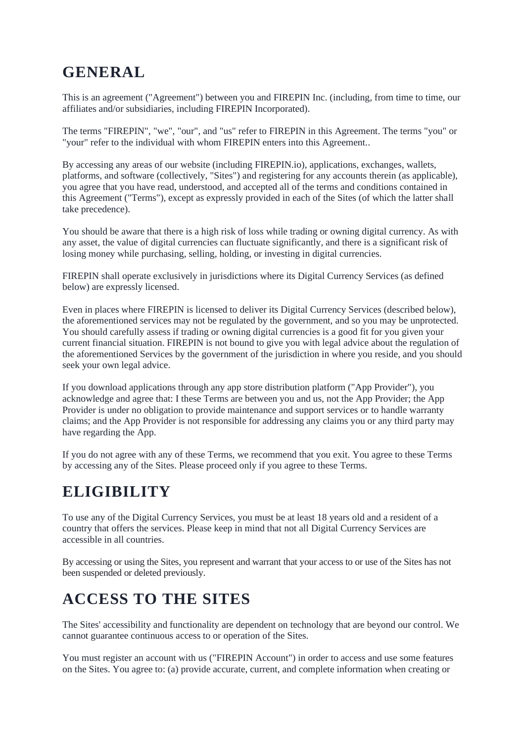# GENERAL

This is an agreement ("Agreement") between you and FIREPIN Inc. (including, from time to time, our affiliates and/or subsidiaries, including FIREPIN Incorporated).

The terms "FIREPIN", "we", "our", and "us" refer to FIREPIN in this Agreement. The terms "you" or "your" refer to the individual with whom FIREPIN enters into this Agreement..

By accessing any areas of our website (including FIREPIN.io), applications, exchanges, wallets, platforms, and software (collectively, "Sites") and registering for any accounts therein (as applicable), you agree that you have read, understood, and accepted all of the terms and conditions contained in this Agreement ("Terms"), except as expressly provided in each of the Sites (of which the latter shall take precedence).

You should be aware that there is a high risk of loss while trading or owning digital currency. As with any asset, the value of digital currencies can fluctuate significantly, and there is a significant risk of losing money while purchasing, selling, holding, or investing in digital currencies.

FIREPIN shall operate exclusively in jurisdictions where its Digital Currency Services (as defined below) are expressly licensed.

Even in places where FIREPIN is licensed to deliver its Digital Currency Services (described below), the aforementioned services may not be regulated by the government, and so you may be unprotected. You should carefully assess if trading or owning digital currencies is a good fit for you given your current financial situation. FIREPIN is not bound to give you with legal advice about the regulation of the aforementioned Services by the government of the jurisdiction in where you reside, and you should seek your own legal advice.

If you download applications through any app store distribution platform ("App Provider"), you acknowledge and agree that: I these Terms are between you and us, not the App Provider; the App Provider is under no obligation to provide maintenance and support services or to handle warranty claims; and the App Provider is not responsible for addressing any claims you or any third party may have regarding the App.

If you do not agree with any of these Terms, we recommend that you exit. You agree to these Terms by accessing any of the Sites. Please proceed only if you agree to these Terms.

# ELIGIBILITY

To use any of the Digital Currency Services, you must be at least 18 years old and a resident of a country that offers the services. Please keep in mind that not all Digital Currency Services are accessible in all countries.

By accessing or using the Sites, you represent and warrant that your access to or use of the Sites has not been suspended or deleted previously.

# ACCESS TO THE SITES

The Sites' accessibility and functionality are dependent on technology that are beyond our control. We cannot guarantee continuous access to or operation of the Sites.

You must register an account with us ("FIREPIN Account") in order to access and use some features on the Sites. You agree to: (a) provide accurate, current, and complete information when creating or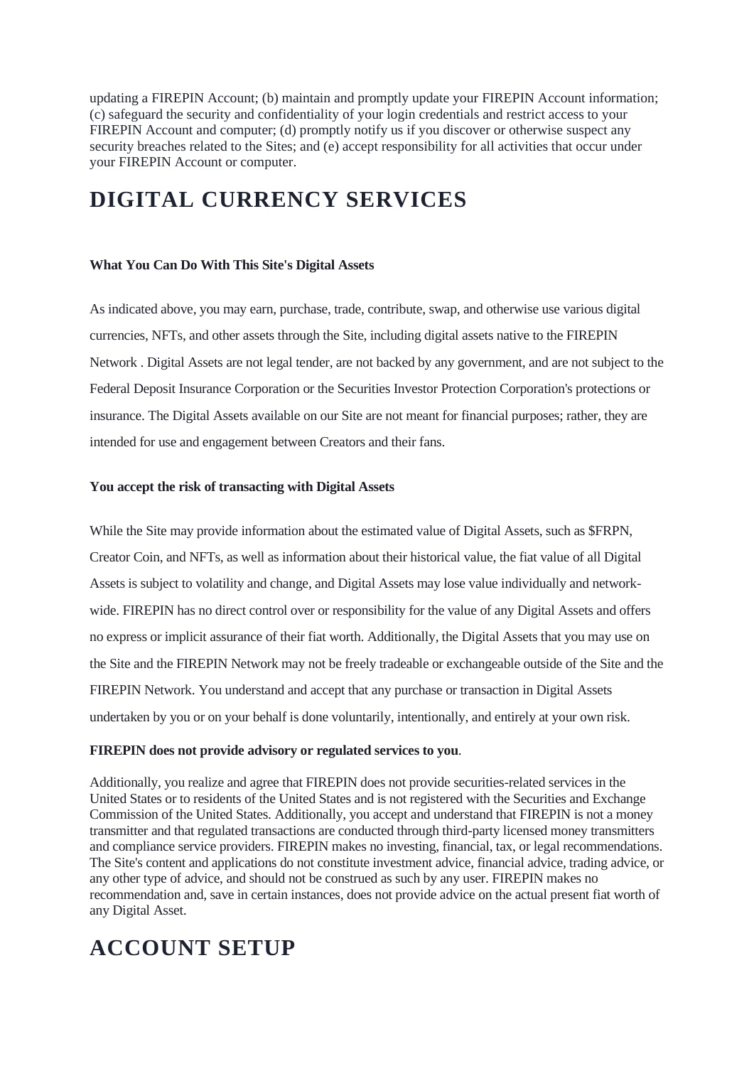updating a FIREPIN Account; (b) maintain and promptly update your FIREPIN Account information; (c) safeguard the security and confidentiality of your login credentials and restrict access to your FIREPIN Account and computer; (d) promptly notify us if you discover or otherwise suspect any security breaches related to the Sites; and (e) accept responsibility for all activities that occur under your FIREPIN Account or computer.

# DIGITAL CURRENCY SERVICES

**What You Can Do With This Site's Digital Assets**

As indicated above, you may earn, purchase, trade, contribute, swap, and otherwise use various digital currencies, NFTs, and other assets through the Site, including digital assets native to the FIREPIN Network . Digital Assets are not legal tender, are not backed by any government, and are not subject to the Federal Deposit Insurance Corporation or the Securities Investor Protection Corporation's protections or insurance. The Digital Assets available on our Site are not meant for financial purposes; rather, they are intended for use and engagement between Creators and their fans.

**You accept the risk of transacting with Digital Assets**

While the Site may provide information about the estimated value of Digital Assets, such as $FRPN, Creator Coin, and NFTs, as well as information about their historical value, the fiat value of all Digital Assets is subject to volatility and change, and Digital Assets may lose value individually and network-wide. FIREPIN has no direct control over or responsibility for the value of any Digital Assets and offers no express or implicit assurance of their fiat worth. Additionally, the Digital Assets that you may use on the Site and the FIREPIN Network may not be freely tradeable or exchangeable outside of the Site and the FIREPIN Network. You understand and accept that any purchase or transaction in Digital Assets undertaken by you or on your behalf is done voluntarily, intentionally, and entirely at your own risk.

**FIREPIN does not provide advisory or regulated services to you**.

Additionally, you realize and agree that FIREPIN does not provide securities-related services in the United States or to residents of the United States and is not registered with the Securities and Exchange Commission of the United States. Additionally, you accept and understand that FIREPIN is not a money transmitter and that regulated transactions are conducted through third-party licensed money transmitters and compliance service providers. FIREPIN makes no investing, financial, tax, or legal recommendations. The Site's content and applications do not constitute investment advice, financial advice, trading advice, or any other type of advice, and should not be construed as such by any user. FIREPIN makes no recommendation and, save in certain instances, does not provide advice on the actual present fiat worth of any Digital Asset.

# ACCOUNT SETUP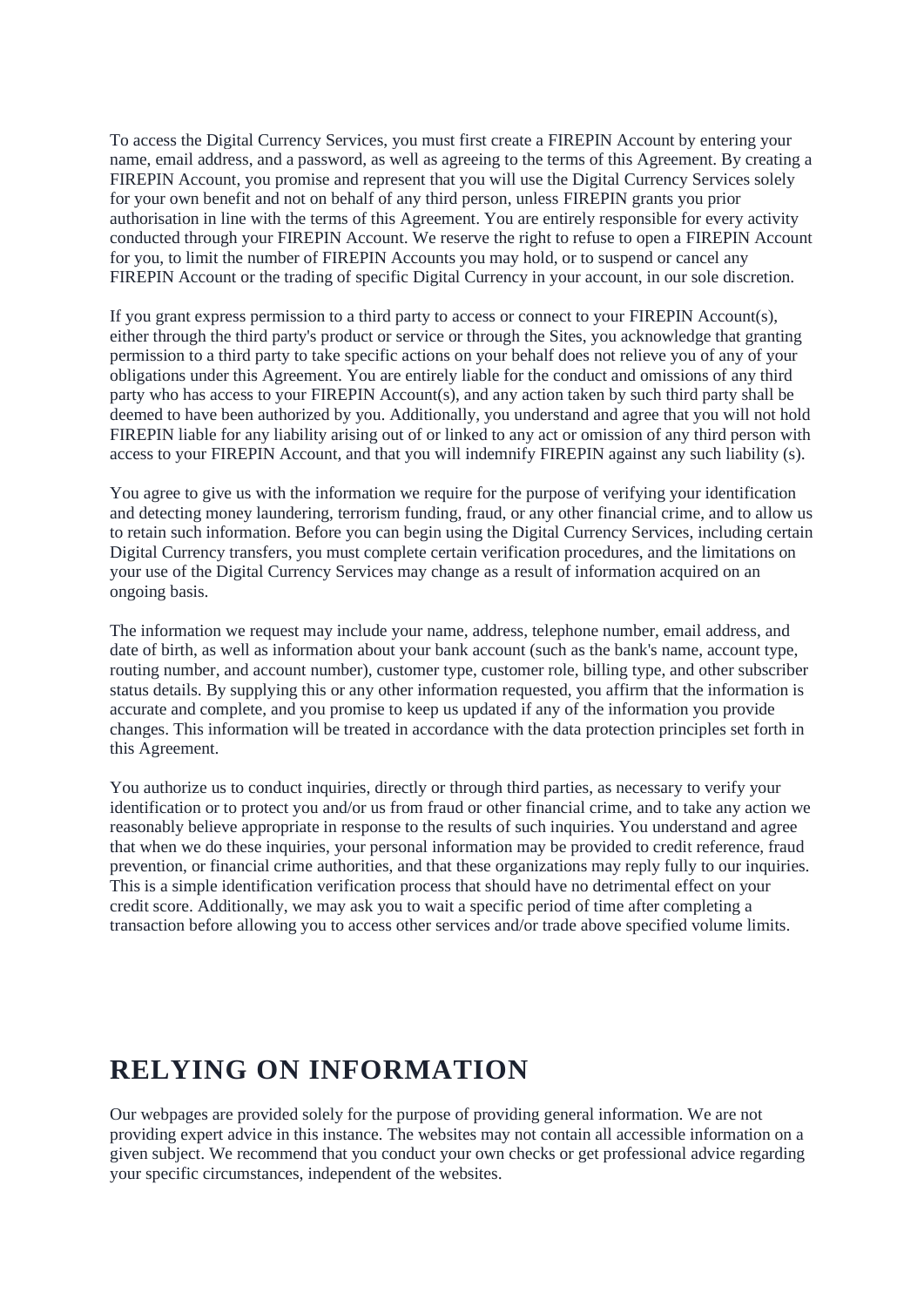To access the Digital Currency Services, you must first create a FIREPIN Account by entering your name, email address, and a password, as well as agreeing to the terms of this Agreement. By creating a FIREPIN Account, you promise and represent that you will use the Digital Currency Services solely for your own benefit and not on behalf of any third person, unless FIREPIN grants you prior authorisation in line with the terms of this Agreement. You are entirely responsible for every activity conducted through your FIREPIN Account. We reserve the right to refuse to open a FIREPIN Account for you, to limit the number of FIREPIN Accounts you may hold, or to suspend or cancel any FIREPIN Account or the trading of specific Digital Currency in your account, in our sole discretion.

If you grant express permission to a third party to access or connect to your FIREPIN Account(s), either through the third party's product or service or through the Sites, you acknowledge that granting permission to a third party to take specific actions on your behalf does not relieve you of any of your obligations under this Agreement. You are entirely liable for the conduct and omissions of any third party who has access to your FIREPIN Account(s), and any action taken by such third party shall be deemed to have been authorized by you. Additionally, you understand and agree that you will not hold FIREPIN liable for any liability arising out of or linked to any act or omission of any third person with access to your FIREPIN Account, and that you will indemnify FIREPIN against any such liability (s).

You agree to give us with the information we require for the purpose of verifying your identification and detecting money laundering, terrorism funding, fraud, or any other financial crime, and to allow us to retain such information. Before you can begin using the Digital Currency Services, including certain Digital Currency transfers, you must complete certain verification procedures, and the limitations on your use of the Digital Currency Services may change as a result of information acquired on an ongoing basis.

The information we request may include your name, address, telephone number, email address, and date of birth, as well as information about your bank account (such as the bank's name, account type, routing number, and account number), customer type, customer role, billing type, and other subscriber status details. By supplying this or any other information requested, you affirm that the information is accurate and complete, and you promise to keep us updated if any of the information you provide changes. This information will be treated in accordance with the data protection principles set forth in this Agreement.

You authorize us to conduct inquiries, directly or through third parties, as necessary to verify your identification or to protect you and/or us from fraud or other financial crime, and to take any action we reasonably believe appropriate in response to the results of such inquiries. You understand and agree that when we do these inquiries, your personal information may be provided to credit reference, fraud prevention, or financial crime authorities, and that these organizations may reply fully to our inquiries. This is a simple identification verification process that should have no detrimental effect on your credit score. Additionally, we may ask you to wait a specific period of time after completing a transaction before allowing you to access other services and/or trade above specified volume limits.

# RELYING ON INFORMATION

Our webpages are provided solely for the purpose of providing general information. We are not providing expert advice in this instance. The websites may not contain all accessible information on a given subject. We recommend that you conduct your own checks or get professional advice regarding your specific circumstances, independent of the websites.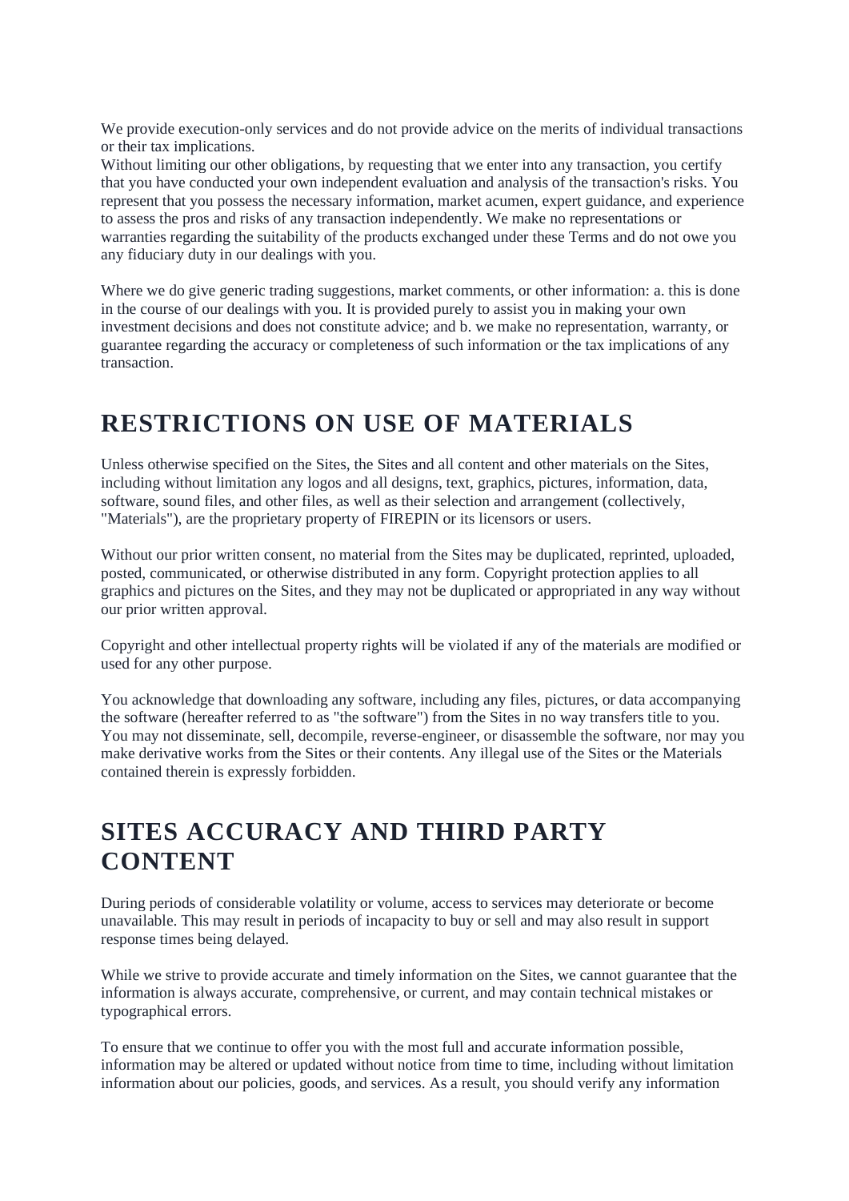We provide execution-only services and do not provide advice on the merits of individual transactions or their tax implications.
Without limiting our other obligations, by requesting that we enter into any transaction, you certify that you have conducted your own independent evaluation and analysis of the transaction's risks. You represent that you possess the necessary information, market acumen, expert guidance, and experience to assess the pros and risks of any transaction independently. We make no representations or warranties regarding the suitability of the products exchanged under these Terms and do not owe you any fiduciary duty in our dealings with you.

Where we do give generic trading suggestions, market comments, or other information: a. this is done in the course of our dealings with you. It is provided purely to assist you in making your own investment decisions and does not constitute advice; and b. we make no representation, warranty, or guarantee regarding the accuracy or completeness of such information or the tax implications of any transaction.

# RESTRICTIONS ON USE OF MATERIALS

Unless otherwise specified on the Sites, the Sites and all content and other materials on the Sites, including without limitation any logos and all designs, text, graphics, pictures, information, data, software, sound files, and other files, as well as their selection and arrangement (collectively, "Materials"), are the proprietary property of FIREPIN or its licensors or users.

Without our prior written consent, no material from the Sites may be duplicated, reprinted, uploaded, posted, communicated, or otherwise distributed in any form. Copyright protection applies to all graphics and pictures on the Sites, and they may not be duplicated or appropriated in any way without our prior written approval.

Copyright and other intellectual property rights will be violated if any of the materials are modified or used for any other purpose.

You acknowledge that downloading any software, including any files, pictures, or data accompanying the software (hereafter referred to as "the software") from the Sites in no way transfers title to you. You may not disseminate, sell, decompile, reverse-engineer, or disassemble the software, nor may you make derivative works from the Sites or their contents. Any illegal use of the Sites or the Materials contained therein is expressly forbidden.

# SITES ACCURACY AND THIRD PARTY CONTENT

During periods of considerable volatility or volume, access to services may deteriorate or become unavailable. This may result in periods of incapacity to buy or sell and may also result in support response times being delayed.

While we strive to provide accurate and timely information on the Sites, we cannot guarantee that the information is always accurate, comprehensive, or current, and may contain technical mistakes or typographical errors.

To ensure that we continue to offer you with the most full and accurate information possible, information may be altered or updated without notice from time to time, including without limitation information about our policies, goods, and services. As a result, you should verify any information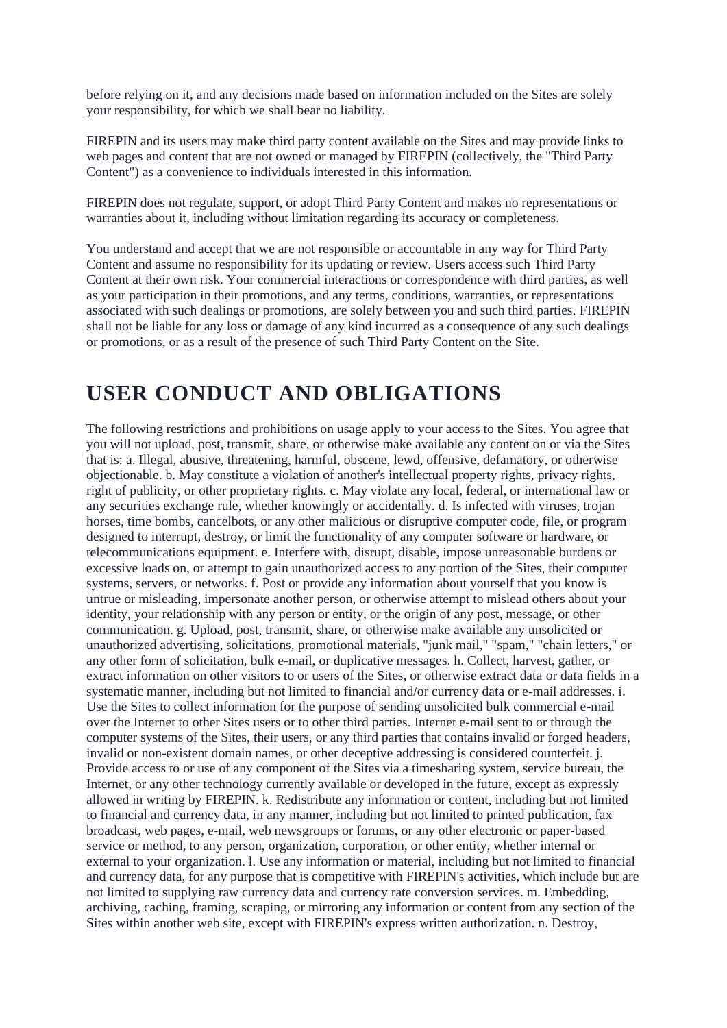before relying on it, and any decisions made based on information included on the Sites are solely your responsibility, for which we shall bear no liability.

FIREPIN and its users may make third party content available on the Sites and may provide links to web pages and content that are not owned or managed by FIREPIN (collectively, the "Third Party Content") as a convenience to individuals interested in this information.

FIREPIN does not regulate, support, or adopt Third Party Content and makes no representations or warranties about it, including without limitation regarding its accuracy or completeness.

You understand and accept that we are not responsible or accountable in any way for Third Party Content and assume no responsibility for its updating or review. Users access such Third Party Content at their own risk. Your commercial interactions or correspondence with third parties, as well as your participation in their promotions, and any terms, conditions, warranties, or representations associated with such dealings or promotions, are solely between you and such third parties. FIREPIN shall not be liable for any loss or damage of any kind incurred as a consequence of any such dealings or promotions, or as a result of the presence of such Third Party Content on the Site.

# USER CONDUCT AND OBLIGATIONS

The following restrictions and prohibitions on usage apply to your access to the Sites. You agree that you will not upload, post, transmit, share, or otherwise make available any content on or via the Sites that is: a. Illegal, abusive, threatening, harmful, obscene, lewd, offensive, defamatory, or otherwise objectionable. b. May constitute a violation of another's intellectual property rights, privacy rights, right of publicity, or other proprietary rights. c. May violate any local, federal, or international law or any securities exchange rule, whether knowingly or accidentally. d. Is infected with viruses, trojan horses, time bombs, cancelbots, or any other malicious or disruptive computer code, file, or program designed to interrupt, destroy, or limit the functionality of any computer software or hardware, or telecommunications equipment. e. Interfere with, disrupt, disable, impose unreasonable burdens or excessive loads on, or attempt to gain unauthorized access to any portion of the Sites, their computer systems, servers, or networks. f. Post or provide any information about yourself that you know is untrue or misleading, impersonate another person, or otherwise attempt to mislead others about your identity, your relationship with any person or entity, or the origin of any post, message, or other communication. g. Upload, post, transmit, share, or otherwise make available any unsolicited or unauthorized advertising, solicitations, promotional materials, "junk mail," "spam," "chain letters," or any other form of solicitation, bulk e-mail, or duplicative messages. h. Collect, harvest, gather, or extract information on other visitors to or users of the Sites, or otherwise extract data or data fields in a systematic manner, including but not limited to financial and/or currency data or e-mail addresses. i. Use the Sites to collect information for the purpose of sending unsolicited bulk commercial e-mail over the Internet to other Sites users or to other third parties. Internet e-mail sent to or through the computer systems of the Sites, their users, or any third parties that contains invalid or forged headers, invalid or non-existent domain names, or other deceptive addressing is considered counterfeit. j. Provide access to or use of any component of the Sites via a timesharing system, service bureau, the Internet, or any other technology currently available or developed in the future, except as expressly allowed in writing by FIREPIN. k. Redistribute any information or content, including but not limited to financial and currency data, in any manner, including but not limited to printed publication, fax broadcast, web pages, e-mail, web newsgroups or forums, or any other electronic or paper-based service or method, to any person, organization, corporation, or other entity, whether internal or external to your organization. l. Use any information or material, including but not limited to financial and currency data, for any purpose that is competitive with FIREPIN's activities, which include but are not limited to supplying raw currency data and currency rate conversion services. m. Embedding, archiving, caching, framing, scraping, or mirroring any information or content from any section of the Sites within another web site, except with FIREPIN's express written authorization. n. Destroy,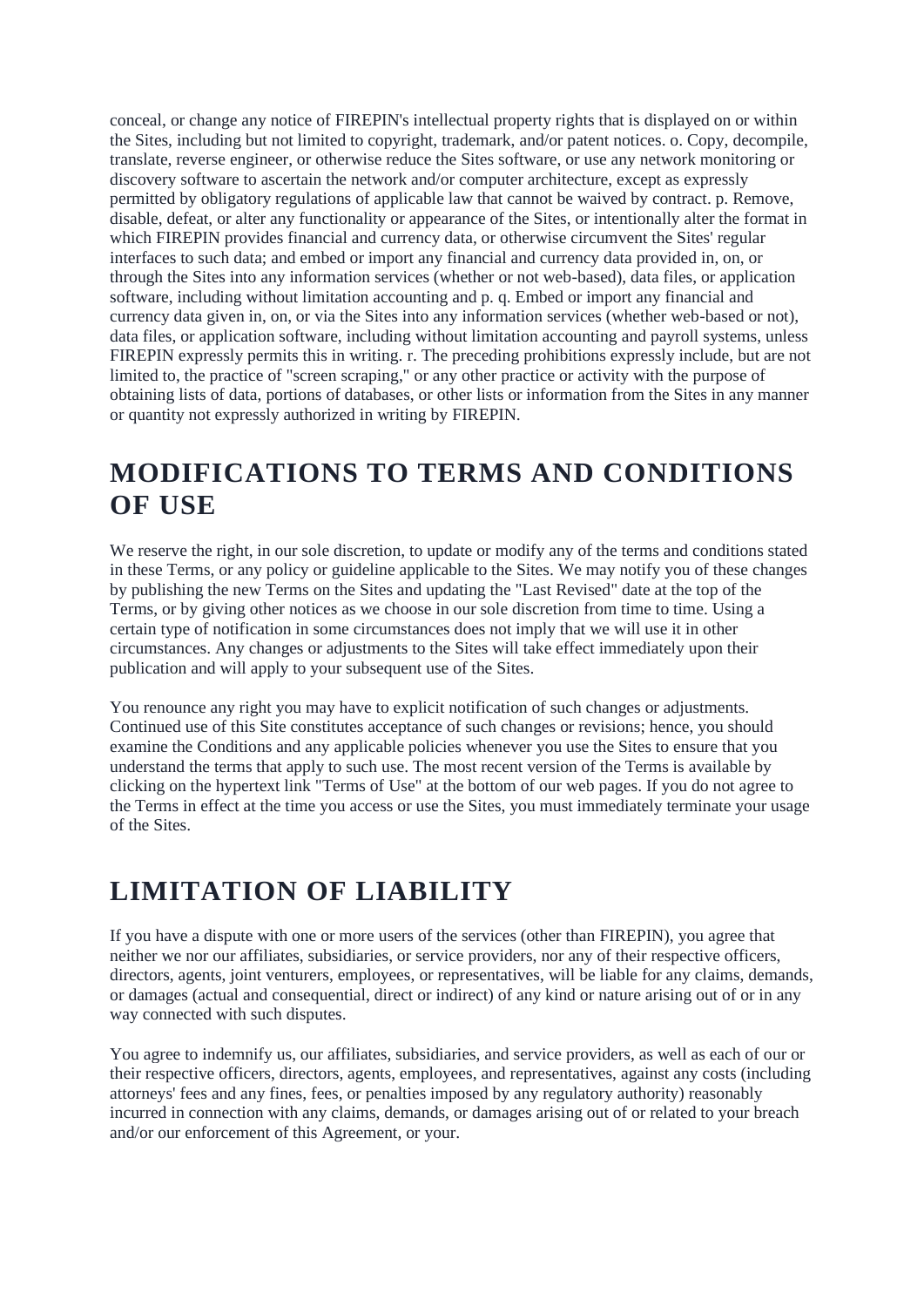conceal, or change any notice of FIREPIN's intellectual property rights that is displayed on or within the Sites, including but not limited to copyright, trademark, and/or patent notices. o. Copy, decompile, translate, reverse engineer, or otherwise reduce the Sites software, or use any network monitoring or discovery software to ascertain the network and/or computer architecture, except as expressly permitted by obligatory regulations of applicable law that cannot be waived by contract. p. Remove, disable, defeat, or alter any functionality or appearance of the Sites, or intentionally alter the format in which FIREPIN provides financial and currency data, or otherwise circumvent the Sites' regular interfaces to such data; and embed or import any financial and currency data provided in, on, or through the Sites into any information services (whether or not web-based), data files, or application software, including without limitation accounting and p. q. Embed or import any financial and currency data given in, on, or via the Sites into any information services (whether web-based or not), data files, or application software, including without limitation accounting and payroll systems, unless FIREPIN expressly permits this in writing. r. The preceding prohibitions expressly include, but are not limited to, the practice of "screen scraping," or any other practice or activity with the purpose of obtaining lists of data, portions of databases, or other lists or information from the Sites in any manner or quantity not expressly authorized in writing by FIREPIN.

## MODIFICATIONS TO TERMS AND CONDITIONS OF USE

We reserve the right, in our sole discretion, to update or modify any of the terms and conditions stated in these Terms, or any policy or guideline applicable to the Sites. We may notify you of these changes by publishing the new Terms on the Sites and updating the "Last Revised" date at the top of the Terms, or by giving other notices as we choose in our sole discretion from time to time. Using a certain type of notification in some circumstances does not imply that we will use it in other circumstances. Any changes or adjustments to the Sites will take effect immediately upon their publication and will apply to your subsequent use of the Sites.

You renounce any right you may have to explicit notification of such changes or adjustments. Continued use of this Site constitutes acceptance of such changes or revisions; hence, you should examine the Conditions and any applicable policies whenever you use the Sites to ensure that you understand the terms that apply to such use. The most recent version of the Terms is available by clicking on the hypertext link "Terms of Use" at the bottom of our web pages. If you do not agree to the Terms in effect at the time you access or use the Sites, you must immediately terminate your usage of the Sites.

## LIMITATION OF LIABILITY

If you have a dispute with one or more users of the services (other than FIREPIN), you agree that neither we nor our affiliates, subsidiaries, or service providers, nor any of their respective officers, directors, agents, joint venturers, employees, or representatives, will be liable for any claims, demands, or damages (actual and consequential, direct or indirect) of any kind or nature arising out of or in any way connected with such disputes.

You agree to indemnify us, our affiliates, subsidiaries, and service providers, as well as each of our or their respective officers, directors, agents, employees, and representatives, against any costs (including attorneys' fees and any fines, fees, or penalties imposed by any regulatory authority) reasonably incurred in connection with any claims, demands, or damages arising out of or related to your breach and/or our enforcement of this Agreement, or your.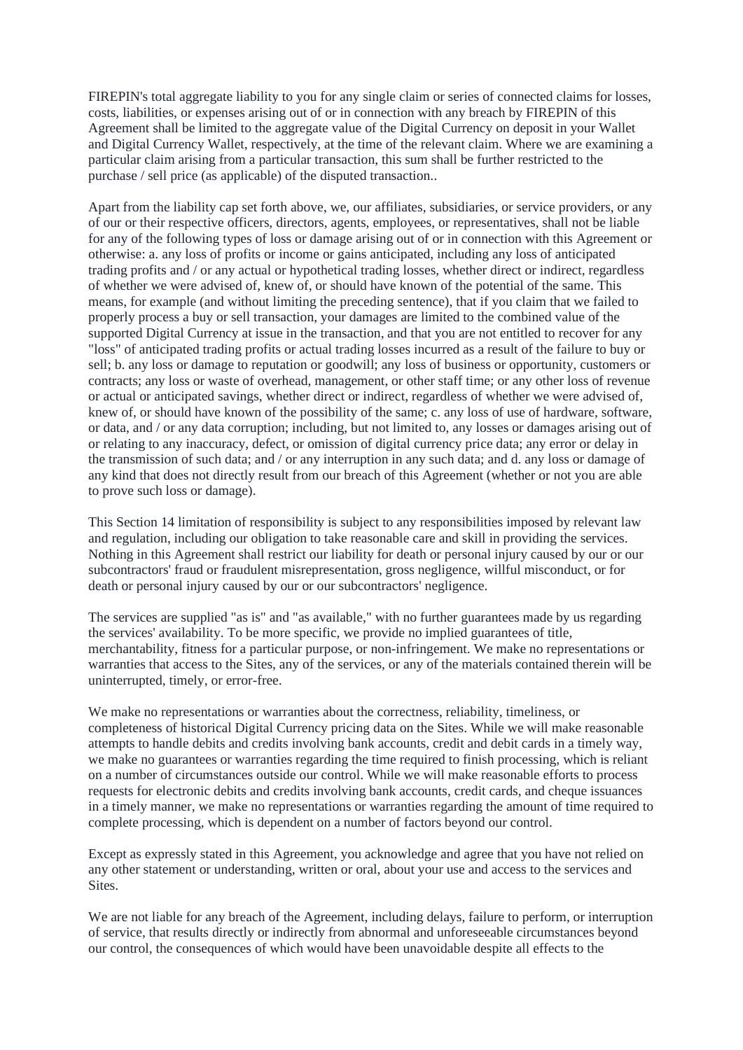FIREPIN's total aggregate liability to you for any single claim or series of connected claims for losses, costs, liabilities, or expenses arising out of or in connection with any breach by FIREPIN of this Agreement shall be limited to the aggregate value of the Digital Currency on deposit in your Wallet and Digital Currency Wallet, respectively, at the time of the relevant claim. Where we are examining a particular claim arising from a particular transaction, this sum shall be further restricted to the purchase / sell price (as applicable) of the disputed transaction..

Apart from the liability cap set forth above, we, our affiliates, subsidiaries, or service providers, or any of our or their respective officers, directors, agents, employees, or representatives, shall not be liable for any of the following types of loss or damage arising out of or in connection with this Agreement or otherwise: a. any loss of profits or income or gains anticipated, including any loss of anticipated trading profits and / or any actual or hypothetical trading losses, whether direct or indirect, regardless of whether we were advised of, knew of, or should have known of the potential of the same. This means, for example (and without limiting the preceding sentence), that if you claim that we failed to properly process a buy or sell transaction, your damages are limited to the combined value of the supported Digital Currency at issue in the transaction, and that you are not entitled to recover for any "loss" of anticipated trading profits or actual trading losses incurred as a result of the failure to buy or sell; b. any loss or damage to reputation or goodwill; any loss of business or opportunity, customers or contracts; any loss or waste of overhead, management, or other staff time; or any other loss of revenue or actual or anticipated savings, whether direct or indirect, regardless of whether we were advised of, knew of, or should have known of the possibility of the same; c. any loss of use of hardware, software, or data, and / or any data corruption; including, but not limited to, any losses or damages arising out of or relating to any inaccuracy, defect, or omission of digital currency price data; any error or delay in the transmission of such data; and / or any interruption in any such data; and d. any loss or damage of any kind that does not directly result from our breach of this Agreement (whether or not you are able to prove such loss or damage).

This Section 14 limitation of responsibility is subject to any responsibilities imposed by relevant law and regulation, including our obligation to take reasonable care and skill in providing the services. Nothing in this Agreement shall restrict our liability for death or personal injury caused by our or our subcontractors' fraud or fraudulent misrepresentation, gross negligence, willful misconduct, or for death or personal injury caused by our or our subcontractors' negligence.

The services are supplied "as is" and "as available," with no further guarantees made by us regarding the services' availability. To be more specific, we provide no implied guarantees of title, merchantability, fitness for a particular purpose, or non-infringement. We make no representations or warranties that access to the Sites, any of the services, or any of the materials contained therein will be uninterrupted, timely, or error-free.

We make no representations or warranties about the correctness, reliability, timeliness, or completeness of historical Digital Currency pricing data on the Sites. While we will make reasonable attempts to handle debits and credits involving bank accounts, credit and debit cards in a timely way, we make no guarantees or warranties regarding the time required to finish processing, which is reliant on a number of circumstances outside our control. While we will make reasonable efforts to process requests for electronic debits and credits involving bank accounts, credit cards, and cheque issuances in a timely manner, we make no representations or warranties regarding the amount of time required to complete processing, which is dependent on a number of factors beyond our control.

Except as expressly stated in this Agreement, you acknowledge and agree that you have not relied on any other statement or understanding, written or oral, about your use and access to the services and Sites.

We are not liable for any breach of the Agreement, including delays, failure to perform, or interruption of service, that results directly or indirectly from abnormal and unforeseeable circumstances beyond our control, the consequences of which would have been unavoidable despite all effects to the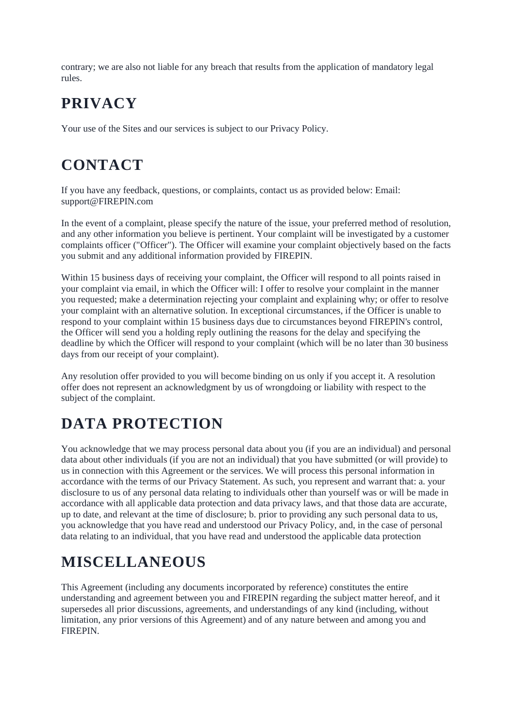contrary; we are also not liable for any breach that results from the application of mandatory legal rules.

# PRIVACY

Your use of the Sites and our services is subject to our Privacy Policy.

# CONTACT

If you have any feedback, questions, or complaints, contact us as provided below: Email: support@FIREPIN.com

In the event of a complaint, please specify the nature of the issue, your preferred method of resolution, and any other information you believe is pertinent. Your complaint will be investigated by a customer complaints officer ("Officer"). The Officer will examine your complaint objectively based on the facts you submit and any additional information provided by FIREPIN.

Within 15 business days of receiving your complaint, the Officer will respond to all points raised in your complaint via email, in which the Officer will: I offer to resolve your complaint in the manner you requested; make a determination rejecting your complaint and explaining why; or offer to resolve your complaint with an alternative solution. In exceptional circumstances, if the Officer is unable to respond to your complaint within 15 business days due to circumstances beyond FIREPIN's control, the Officer will send you a holding reply outlining the reasons for the delay and specifying the deadline by which the Officer will respond to your complaint (which will be no later than 30 business days from our receipt of your complaint).

Any resolution offer provided to you will become binding on us only if you accept it. A resolution offer does not represent an acknowledgment by us of wrongdoing or liability with respect to the subject of the complaint.

# DATA PROTECTION

You acknowledge that we may process personal data about you (if you are an individual) and personal data about other individuals (if you are not an individual) that you have submitted (or will provide) to us in connection with this Agreement or the services. We will process this personal information in accordance with the terms of our Privacy Statement. As such, you represent and warrant that: a. your disclosure to us of any personal data relating to individuals other than yourself was or will be made in accordance with all applicable data protection and data privacy laws, and that those data are accurate, up to date, and relevant at the time of disclosure; b. prior to providing any such personal data to us, you acknowledge that you have read and understood our Privacy Policy, and, in the case of personal data relating to an individual, that you have read and understood the applicable data protection

# MISCELLANEOUS

This Agreement (including any documents incorporated by reference) constitutes the entire understanding and agreement between you and FIREPIN regarding the subject matter hereof, and it supersedes all prior discussions, agreements, and understandings of any kind (including, without limitation, any prior versions of this Agreement) and of any nature between and among you and FIREPIN.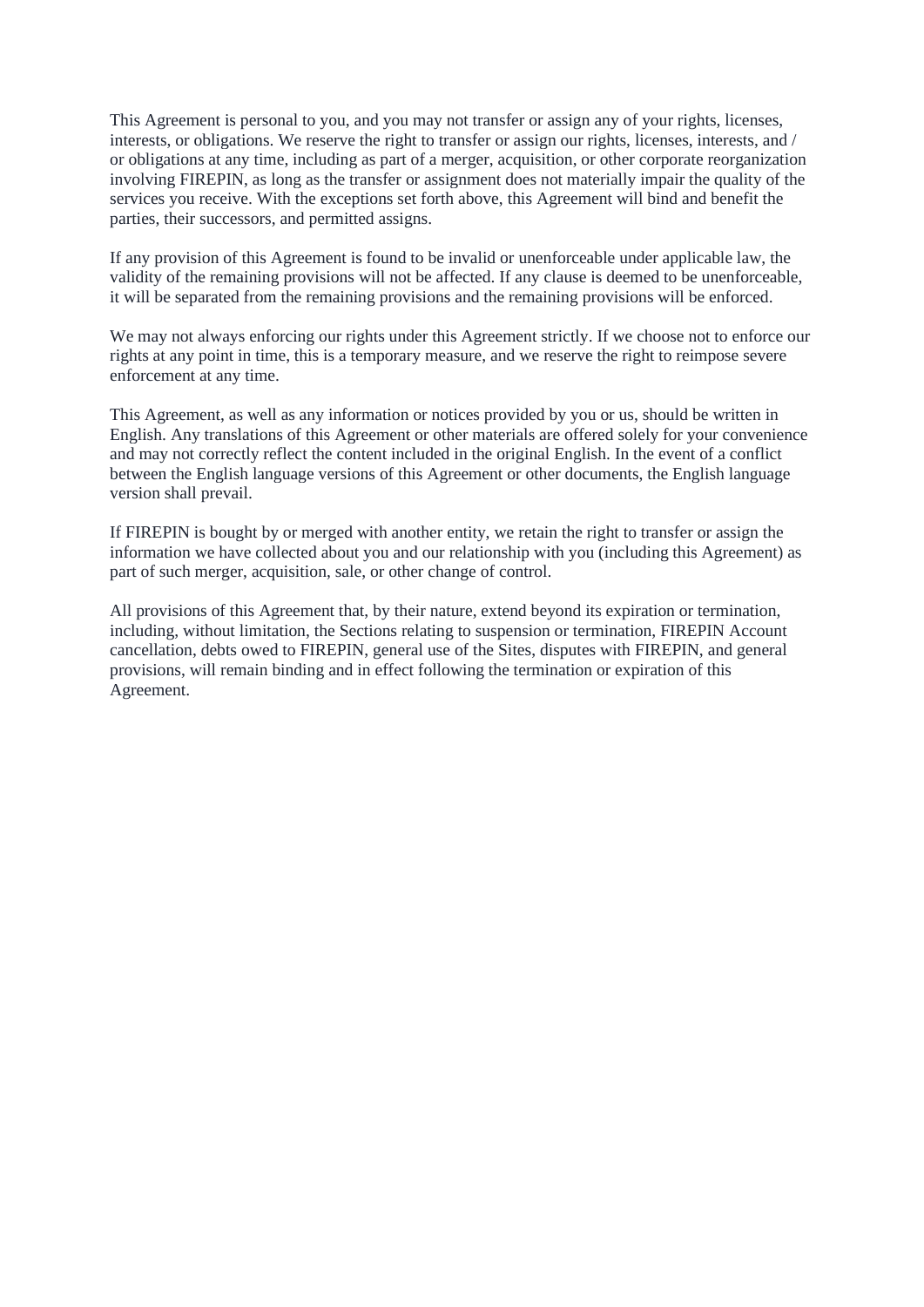This Agreement is personal to you, and you may not transfer or assign any of your rights, licenses, interests, or obligations. We reserve the right to transfer or assign our rights, licenses, interests, and / or obligations at any time, including as part of a merger, acquisition, or other corporate reorganization involving FIREPIN, as long as the transfer or assignment does not materially impair the quality of the services you receive. With the exceptions set forth above, this Agreement will bind and benefit the parties, their successors, and permitted assigns.

If any provision of this Agreement is found to be invalid or unenforceable under applicable law, the validity of the remaining provisions will not be affected. If any clause is deemed to be unenforceable, it will be separated from the remaining provisions and the remaining provisions will be enforced.

We may not always enforcing our rights under this Agreement strictly. If we choose not to enforce our rights at any point in time, this is a temporary measure, and we reserve the right to reimpose severe enforcement at any time.

This Agreement, as well as any information or notices provided by you or us, should be written in English. Any translations of this Agreement or other materials are offered solely for your convenience and may not correctly reflect the content included in the original English. In the event of a conflict between the English language versions of this Agreement or other documents, the English language version shall prevail.

If FIREPIN is bought by or merged with another entity, we retain the right to transfer or assign the information we have collected about you and our relationship with you (including this Agreement) as part of such merger, acquisition, sale, or other change of control.

All provisions of this Agreement that, by their nature, extend beyond its expiration or termination, including, without limitation, the Sections relating to suspension or termination, FIREPIN Account cancellation, debts owed to FIREPIN, general use of the Sites, disputes with FIREPIN, and general provisions, will remain binding and in effect following the termination or expiration of this Agreement.